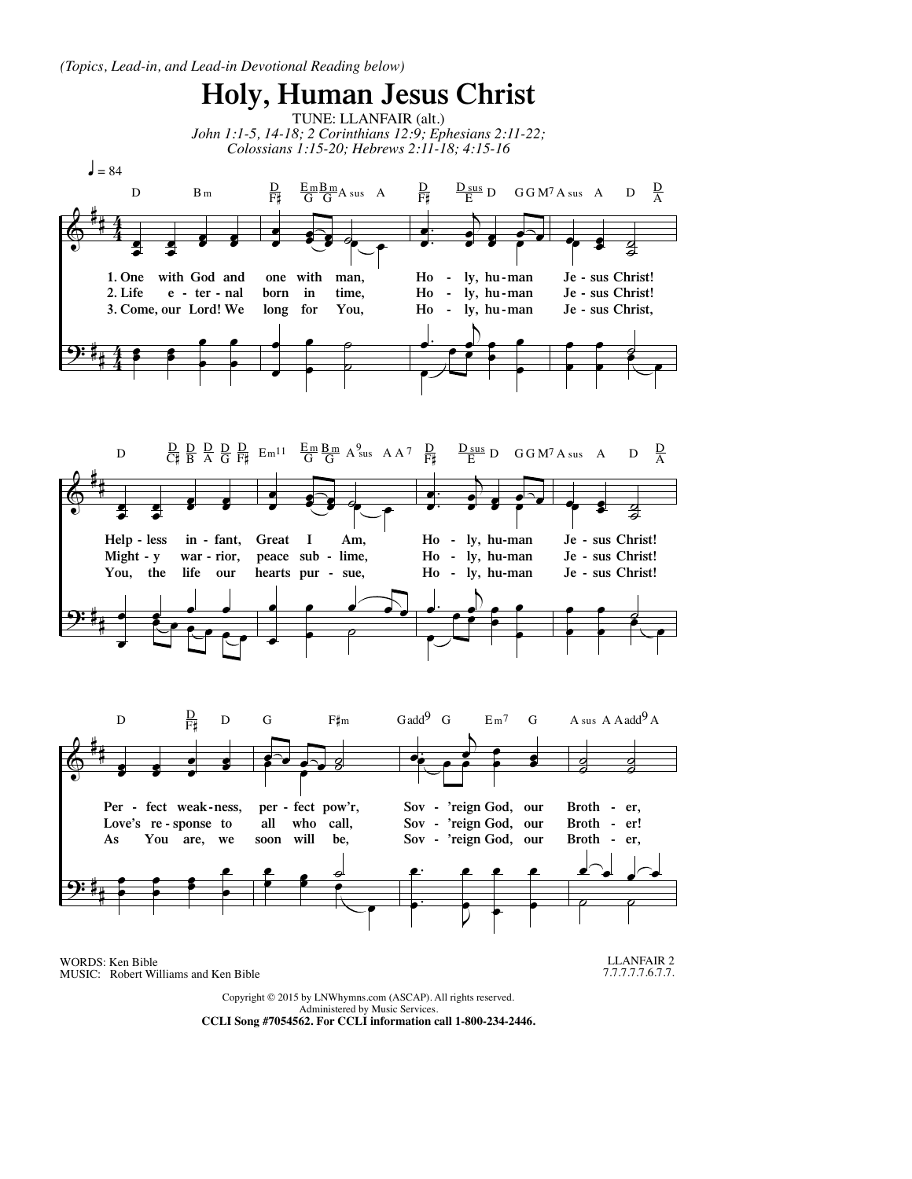*(Topics, Lead-in, and Lead-in Devotional Reading below)*

# Holy, Human Jesus Christ

TUNE: LLANFAIR (alt.)

*John 1:1-5, 14-18; 2 Corinthians 12:9; Ephesians 2:11-22; Colossians 1:15-20; Hebrews 2:11-18; 4:15-16*

♩ = 84

1. One with God and one with man, Ho - ly, hu-man Je - sus Christ!
Help - less in - fant, Great I Am, Ho - ly, hu-man Je - sus Christ!
Per - fect weak - ness, per - fect pow'r, Sov - 'reign God, our Broth - er,

2. Life e - ter - nal born in time, Ho - ly, hu-man Je - sus Christ!
Might - y war - rior, peace sub - lime, Ho - ly, hu-man Je - sus Christ!
Love's re - sponse to all who call, Sov - 'reign God, our Broth - er!

3. Come, our Lord! We long for You, Ho - ly, hu-man Je - sus Christ,
You, the life our hearts pur - sue, Ho - ly, hu-man Je - sus Christ!
As You are, we soon will be, Sov - 'reign God, our Broth - er,

WORDS: Ken Bible
MUSIC: Robert Williams and Ken Bible

LLANFAIR 2
7.7.7.7.7.6.7.7.

Copyright © 2015 by LNWhymns.com (ASCAP). All rights reserved.
Administered by Music Services.
**CCLI Song #7054562. For CCLI information call 1-800-234-2446.**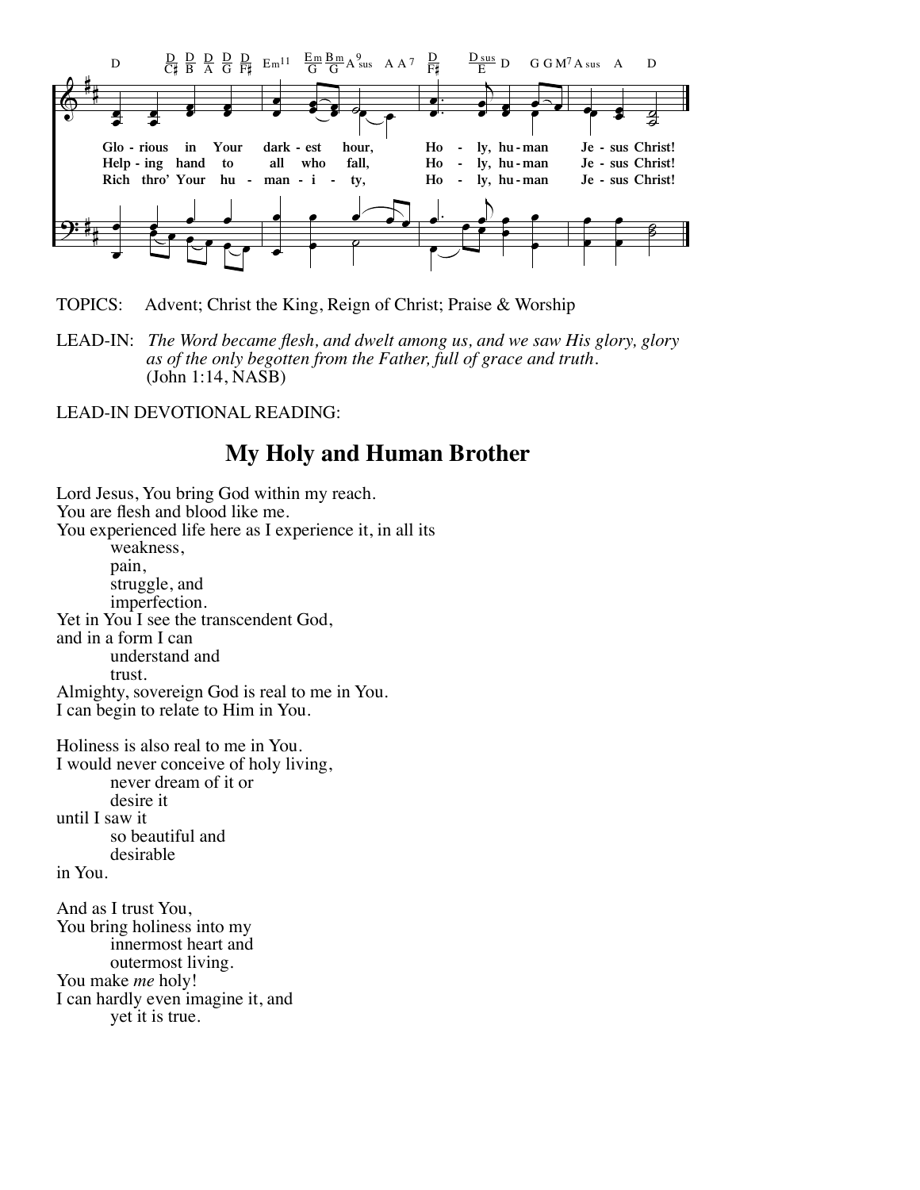Glo - rious in Your dark - est hour, Ho - ly, hu - man Je - sus Christ!
Help - ing hand to all who fall, Ho - ly, hu - man Je - sus Christ!
Rich thro' Your hu - man - i - ty, Ho - ly, hu - man Je - sus Christ!

TOPICS: Advent; Christ the King, Reign of Christ; Praise & Worship

LEAD-IN: *The Word became flesh, and dwelt among us, and we saw His glory, glory as of the only begotten from the Father, full of grace and truth.* (John 1:14, NASB)

LEAD-IN DEVOTIONAL READING:

## My Holy and Human Brother

Lord Jesus, You bring God within my reach.
You are flesh and blood like me.
You experienced life here as I experience it, in all its
    weakness,
    pain,
    struggle, and
    imperfection.
Yet in You I see the transcendent God,
and in a form I can
    understand and
    trust.
Almighty, sovereign God is real to me in You.
I can begin to relate to Him in You.

Holiness is also real to me in You.
I would never conceive of holy living,
    never dream of it or
    desire it
until I saw it
    so beautiful and
    desirable
in You.

And as I trust You,
You bring holiness into my
    innermost heart and
    outermost living.
You make *me* holy!
I can hardly even imagine it, and
    yet it is true.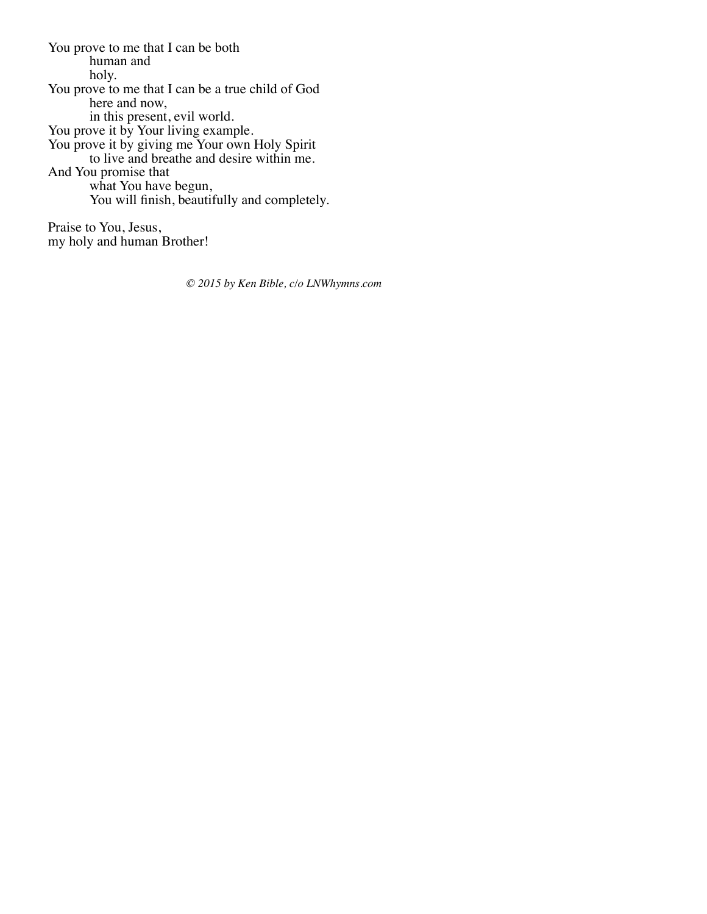You prove to me that I can be both
        human and
        holy.
You prove to me that I can be a true child of God
        here and now,
        in this present, evil world.
You prove it by Your living example.
You prove it by giving me Your own Holy Spirit
        to live and breathe and desire within me.
And You promise that
        what You have begun,
        You will finish, beautifully and completely.

Praise to You, Jesus,
my holy and human Brother!

*© 2015 by Ken Bible, c/o LNWhymns.com*